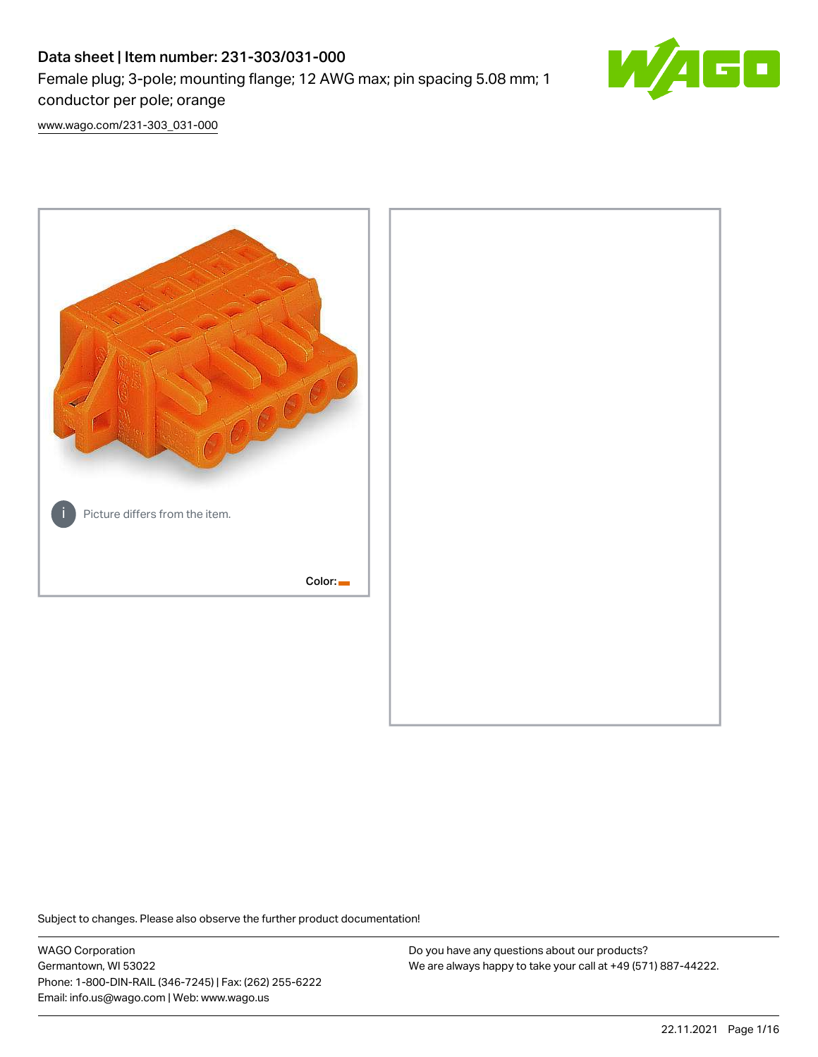# Data sheet | Item number: 231-303/031-000

Female plug; 3-pole; mounting flange; 12 AWG max; pin spacing 5.08 mm; 1 conductor per pole; orange

[www.wago.com/231-303_031-000](www.wago.com/231-303_031-000)

Picture differs from the item.

Color:

Subject to changes. Please also observe the further product documentation!

WAGO Corporation
Germantown, WI 53022
Phone: 1-800-DIN-RAIL (346-7245) | Fax: (262) 255-6222
Email: info.us@wago.com | Web: www.wago.us

Do you have any questions about our products?
We are always happy to take your call at +49 (571) 887-44222.

22.11.2021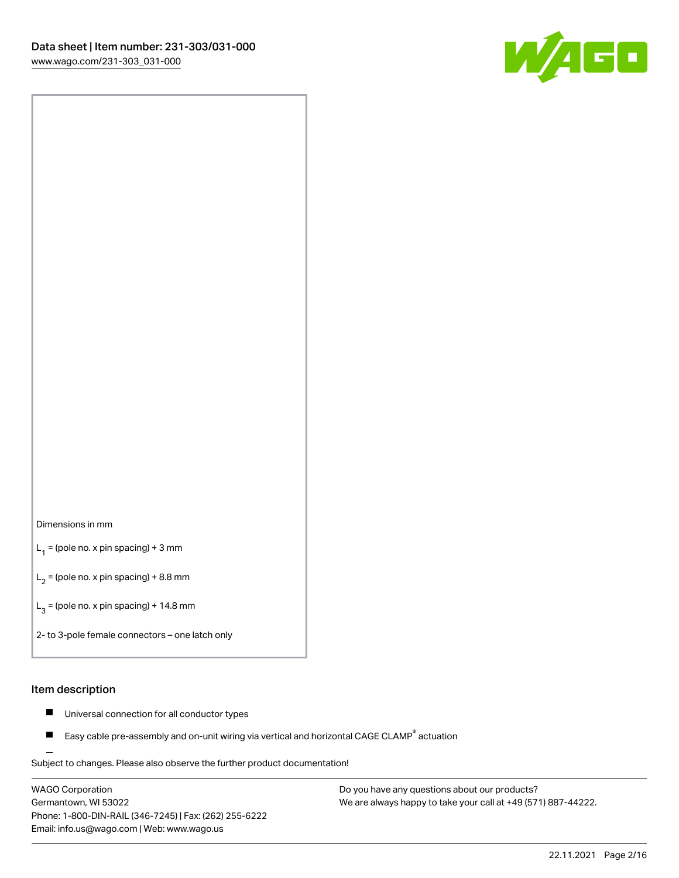Dimensions in mm

$L_1$ = (pole no. x pin spacing) + 3 mm

$L_2$ = (pole no. x pin spacing) + 8.8 mm

$L_3$ = (pole no. x pin spacing) + 14.8 mm

2- to 3-pole female connectors – one latch only

## Item description

- Universal connection for all conductor types
- Easy cable pre-assembly and on-unit wiring via vertical and horizontal CAGE CLAMP® actuation

Subject to changes. Please also observe the further product documentation!

WAGO Corporation
Germantown, WI 53022
Phone: 1-800-DIN-RAIL (346-7245) | Fax: (262) 255-6222
Email: info.us@wago.com | Web: www.wago.us

Do you have any questions about our products?
We are always happy to take your call at +49 (571) 887-44222.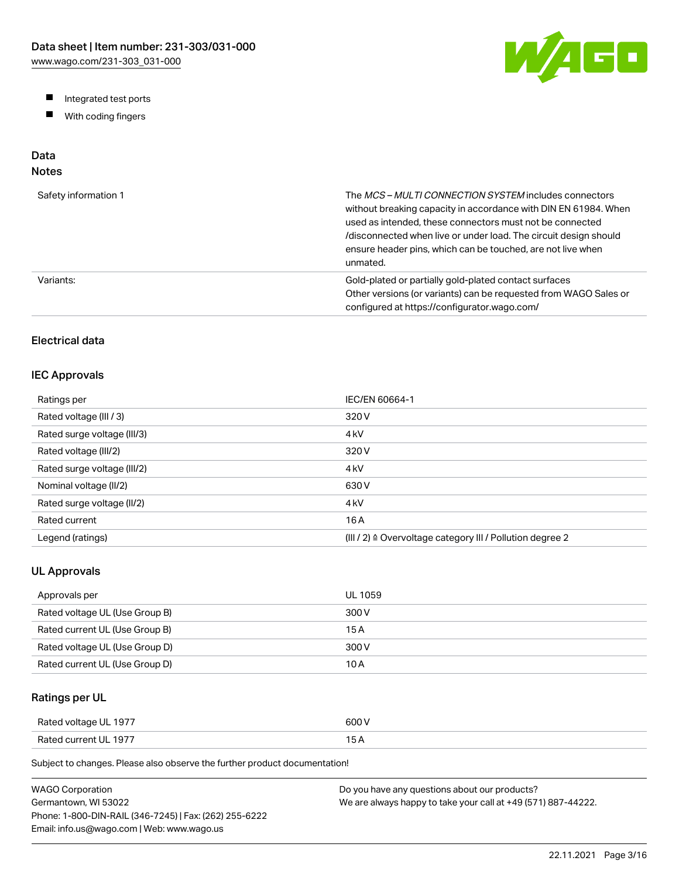- Integrated test ports
- With coding fingers

## Data

### Notes

| | |
|---|---|
| Safety information 1 | The *MCS – MULTI CONNECTION SYSTEM* includes connectors without breaking capacity in accordance with DIN EN 61984. When used as intended, these connectors must not be connected /disconnected when live or under load. The circuit design should ensure header pins, which can be touched, are not live when unmated. |
| Variants: | Gold-plated or partially gold-plated contact surfaces<br>Other versions (or variants) can be requested from WAGO Sales or configured at https://configurator.wago.com/ |

### Electrical data

### IEC Approvals

| | |
|---|---|
| Ratings per | IEC/EN 60664-1 |
| Rated voltage (III / 3) | 320 V |
| Rated surge voltage (III/3) | 4 kV |
| Rated voltage (III/2) | 320 V |
| Rated surge voltage (III/2) | 4 kV |
| Nominal voltage (II/2) | 630 V |
| Rated surge voltage (II/2) | 4 kV |
| Rated current | 16 A |
| Legend (ratings) | (III / 2) ≙ Overvoltage category III / Pollution degree 2 |

### UL Approvals

| | |
|---|---|
| Approvals per | UL 1059 |
| Rated voltage UL (Use Group B) | 300 V |
| Rated current UL (Use Group B) | 15 A |
| Rated voltage UL (Use Group D) | 300 V |
| Rated current UL (Use Group D) | 10 A |

### Ratings per UL

| | |
|---|---|
| Rated voltage UL 1977 | 600 V |
| Rated current UL 1977 | 15 A |

Subject to changes. Please also observe the further product documentation!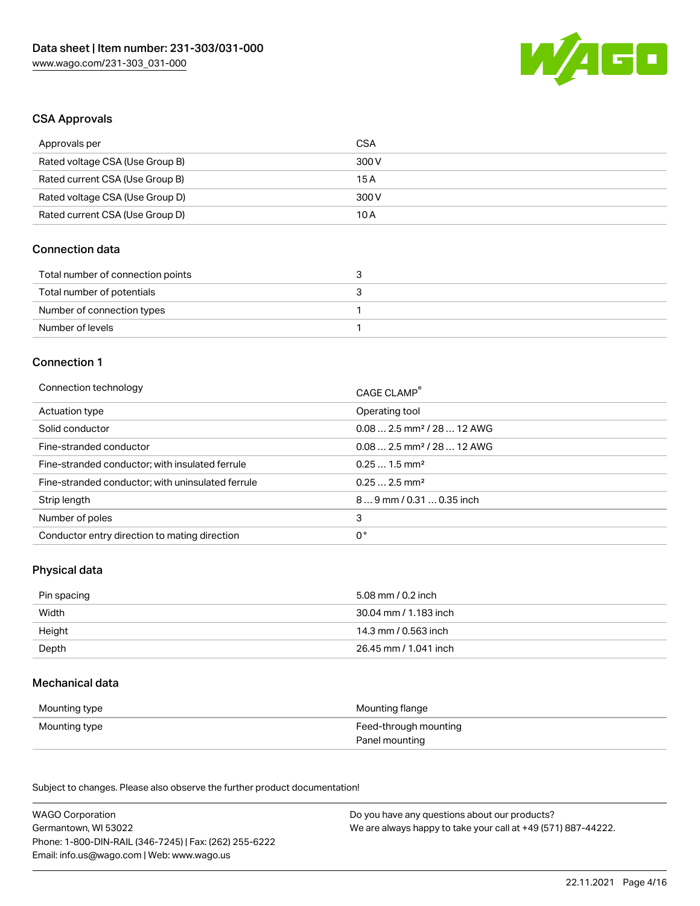## CSA Approvals

| Approvals per | CSA |
| --- | --- |
| Rated voltage CSA (Use Group B) | 300 V |
| Rated current CSA (Use Group B) | 15 A |
| Rated voltage CSA (Use Group D) | 300 V |
| Rated current CSA (Use Group D) | 10 A |

## Connection data

| Total number of connection points | 3 |
| --- | --- |
| Total number of potentials | 3 |
| Number of connection types | 1 |
| Number of levels | 1 |

## Connection 1

| Connection technology | CAGE CLAMP® |
| --- | --- |
| Actuation type | Operating tool |
| Solid conductor | 0.08 … 2.5 mm² / 28 … 12 AWG |
| Fine-stranded conductor | 0.08 … 2.5 mm² / 28 … 12 AWG |
| Fine-stranded conductor; with insulated ferrule | 0.25 … 1.5 mm² |
| Fine-stranded conductor; with uninsulated ferrule | 0.25 … 2.5 mm² |
| Strip length | 8 … 9 mm / 0.31 … 0.35 inch |
| Number of poles | 3 |
| Conductor entry direction to mating direction | 0 ° |

## Physical data

| Pin spacing | 5.08 mm / 0.2 inch |
| --- | --- |
| Width | 30.04 mm / 1.183 inch |
| Height | 14.3 mm / 0.563 inch |
| Depth | 26.45 mm / 1.041 inch |

## Mechanical data

| Mounting type | Mounting flange |
| --- | --- |
| Mounting type | Feed-through mounting<br>Panel mounting |

Subject to changes. Please also observe the further product documentation!

WAGO Corporation
Germantown, WI 53022
Phone: 1-800-DIN-RAIL (346-7245) | Fax: (262) 255-6222
Email: info.us@wago.com | Web: www.wago.us

Do you have any questions about our products?
We are always happy to take your call at +49 (571) 887-44222.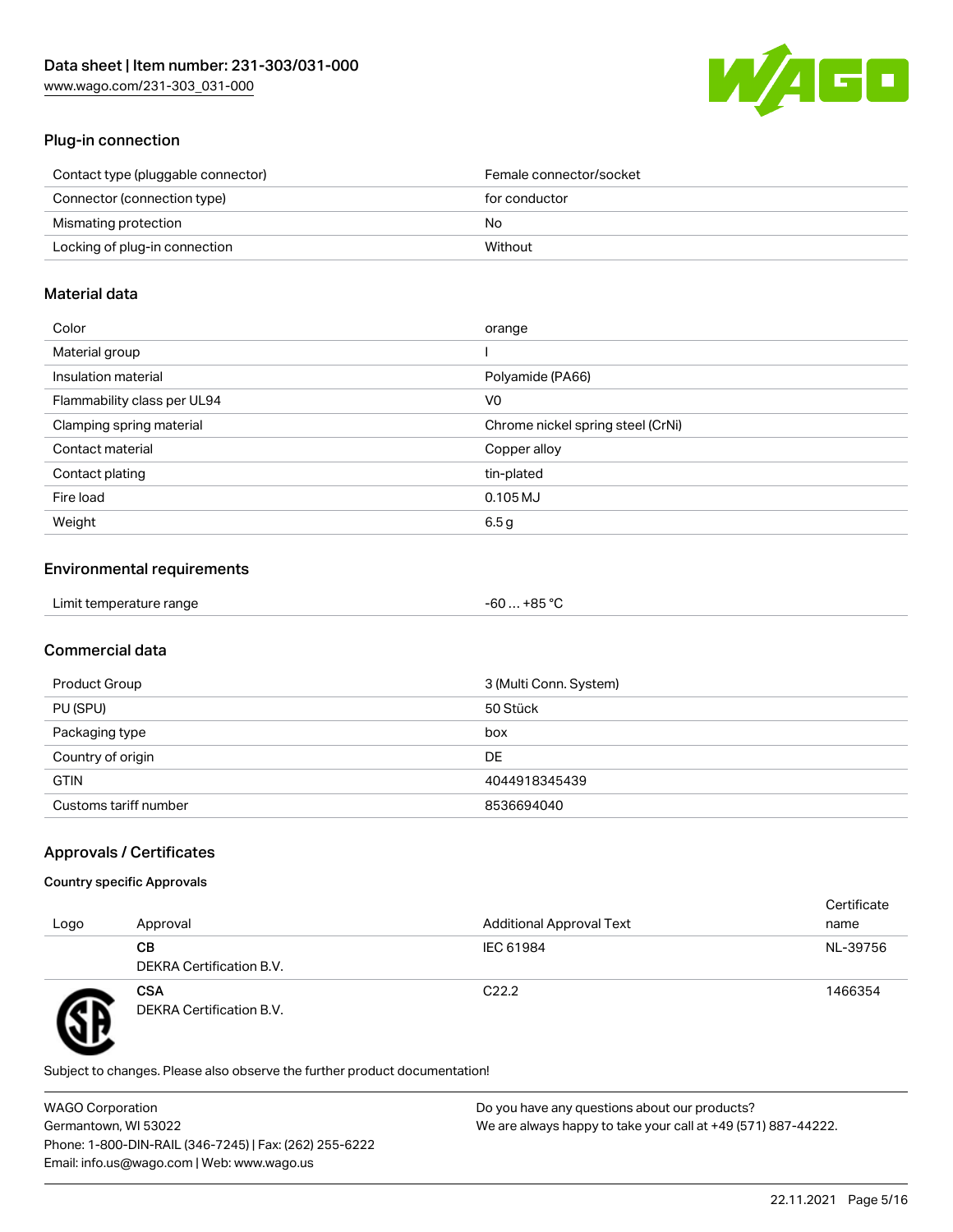## Plug-in connection

| | |
|---|---|
| Contact type (pluggable connector) | Female connector/socket |
| Connector (connection type) | for conductor |
| Mismating protection | No |
| Locking of plug-in connection | Without |

## Material data

| | |
|---|---|
| Color | orange |
| Material group | I |
| Insulation material | Polyamide (PA66) |
| Flammability class per UL94 | V0 |
| Clamping spring material | Chrome nickel spring steel (CrNi) |
| Contact material | Copper alloy |
| Contact plating | tin-plated |
| Fire load | 0.105 MJ |
| Weight | 6.5 g |

## Environmental requirements

| | |
|---|---|
| Limit temperature range | -60 … +85 °C |

## Commercial data

| | |
|---|---|
| Product Group | 3 (Multi Conn. System) |
| PU (SPU) | 50 Stück |
| Packaging type | box |
| Country of origin | DE |
| GTIN | 4044918345439 |
| Customs tariff number | 8536694040 |

## Approvals / Certificates

### Country specific Approvals

| Logo | Approval | Additional Approval Text | Certificate name |
|---|---|---|---|
| | **CB**<br>DEKRA Certification B.V. | IEC 61984 | NL-39756 |
| | **CSA**<br>DEKRA Certification B.V. | C22.2 | 1466354 |

Subject to changes. Please also observe the further product documentation!

WAGO Corporation
Germantown, WI 53022
Phone: 1-800-DIN-RAIL (346-7245) | Fax: (262) 255-6222
Email: info.us@wago.com | Web: www.wago.us

Do you have any questions about our products?
We are always happy to take your call at +49 (571) 887-44222.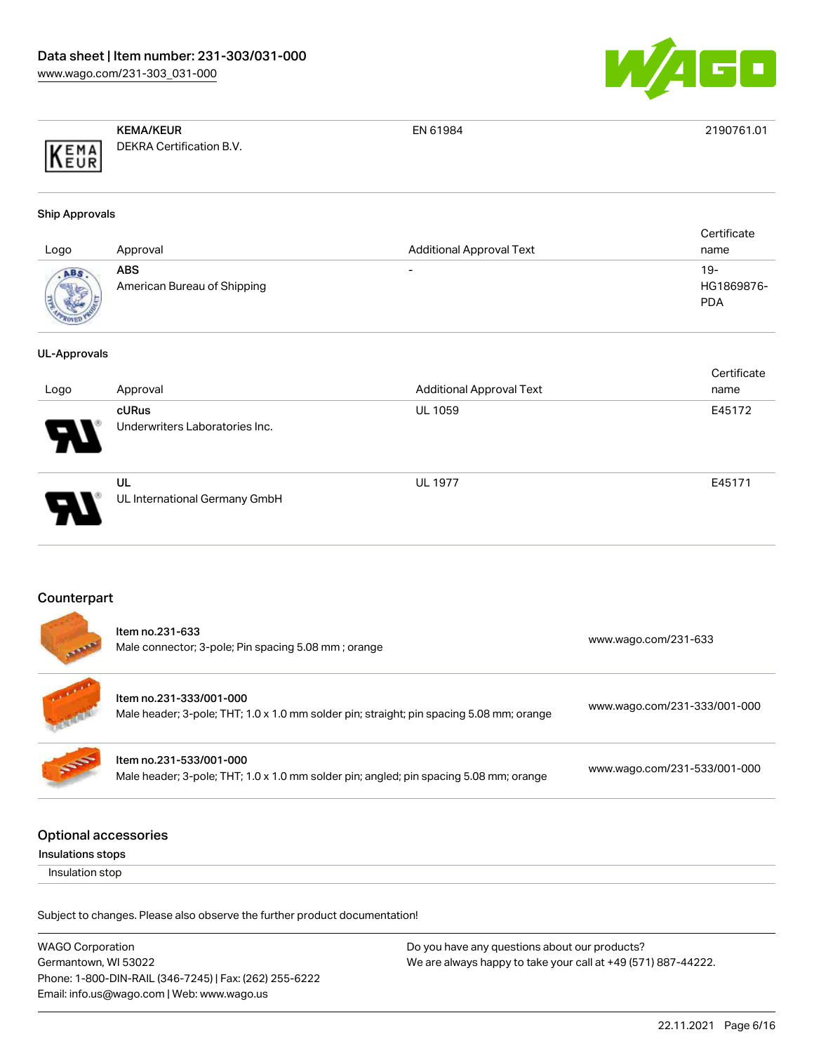| | | | |
|---|---|---|---|
| | **KEMA/KEUR**<br>DEKRA Certification B.V. | EN 61984 | 2190761.01 |

**Ship Approvals**

| Logo | Approval | Additional Approval Text | Certificate name |
|---|---|---|---|
| | **ABS**<br>American Bureau of Shipping | - | 19-HG1869876-PDA |

**UL-Approvals**

| Logo | Approval | Additional Approval Text | Certificate name |
|---|---|---|---|
| | **cURus**<br>Underwriters Laboratories Inc. | UL 1059 | E45172 |
| | **UL**<br>UL International Germany GmbH | UL 1977 | E45171 |

## Counterpart

| | | |
|---|---|---|
| | **Item no.231-633**<br>Male connector; 3-pole; Pin spacing 5.08 mm ; orange | www.wago.com/231-633 |
| | **Item no.231-333/001-000**<br>Male header; 3-pole; THT; 1.0 x 1.0 mm solder pin; straight; pin spacing 5.08 mm; orange | www.wago.com/231-333/001-000 |
| | **Item no.231-533/001-000**<br>Male header; 3-pole; THT; 1.0 x 1.0 mm solder pin; angled; pin spacing 5.08 mm; orange | www.wago.com/231-533/001-000 |

## Optional accessories

**Insulations stops**

Insulation stop

Subject to changes. Please also observe the further product documentation!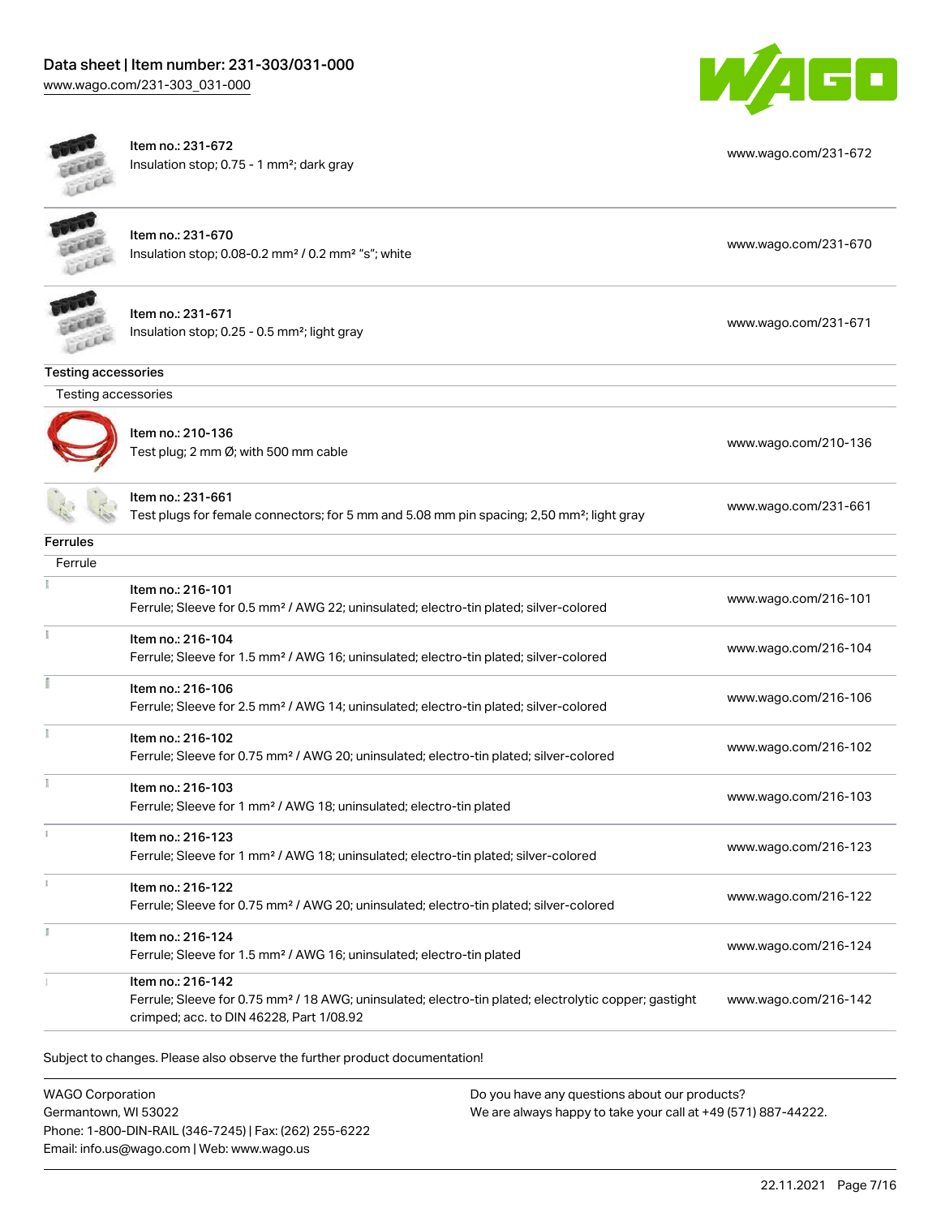| | | |
|---|---|---|
| | Item no.: 231-672<br>Insulation stop; 0.75 - 1 mm²; dark gray | www.wago.com/231-672 |
| | Item no.: 231-670<br>Insulation stop; 0.08-0.2 mm² / 0.2 mm² "s"; white | www.wago.com/231-670 |
| | Item no.: 231-671<br>Insulation stop; 0.25 - 0.5 mm²; light gray | www.wago.com/231-671 |

**Testing accessories**

Testing accessories

| | | |
|---|---|---|
| | Item no.: 210-136<br>Test plug; 2 mm Ø; with 500 mm cable | www.wago.com/210-136 |
| | Item no.: 231-661<br>Test plugs for female connectors; for 5 mm and 5.08 mm pin spacing; 2,50 mm²; light gray | www.wago.com/231-661 |

**Ferrules**

Ferrule

| | | |
|---|---|---|
| | Item no.: 216-101<br>Ferrule; Sleeve for 0.5 mm² / AWG 22; uninsulated; electro-tin plated; silver-colored | www.wago.com/216-101 |
| | Item no.: 216-104<br>Ferrule; Sleeve for 1.5 mm² / AWG 16; uninsulated; electro-tin plated; silver-colored | www.wago.com/216-104 |
| | Item no.: 216-106<br>Ferrule; Sleeve for 2.5 mm² / AWG 14; uninsulated; electro-tin plated; silver-colored | www.wago.com/216-106 |
| | Item no.: 216-102<br>Ferrule; Sleeve for 0.75 mm² / AWG 20; uninsulated; electro-tin plated; silver-colored | www.wago.com/216-102 |
| | Item no.: 216-103<br>Ferrule; Sleeve for 1 mm² / AWG 18; uninsulated; electro-tin plated | www.wago.com/216-103 |
| | Item no.: 216-123<br>Ferrule; Sleeve for 1 mm² / AWG 18; uninsulated; electro-tin plated; silver-colored | www.wago.com/216-123 |
| | Item no.: 216-122<br>Ferrule; Sleeve for 0.75 mm² / AWG 20; uninsulated; electro-tin plated; silver-colored | www.wago.com/216-122 |
| | Item no.: 216-124<br>Ferrule; Sleeve for 1.5 mm² / AWG 16; uninsulated; electro-tin plated | www.wago.com/216-124 |
| | Item no.: 216-142<br>Ferrule; Sleeve for 0.75 mm² / 18 AWG; uninsulated; electro-tin plated; electrolytic copper; gastight crimped; acc. to DIN 46228, Part 1/08.92 | www.wago.com/216-142 |

Subject to changes. Please also observe the further product documentation!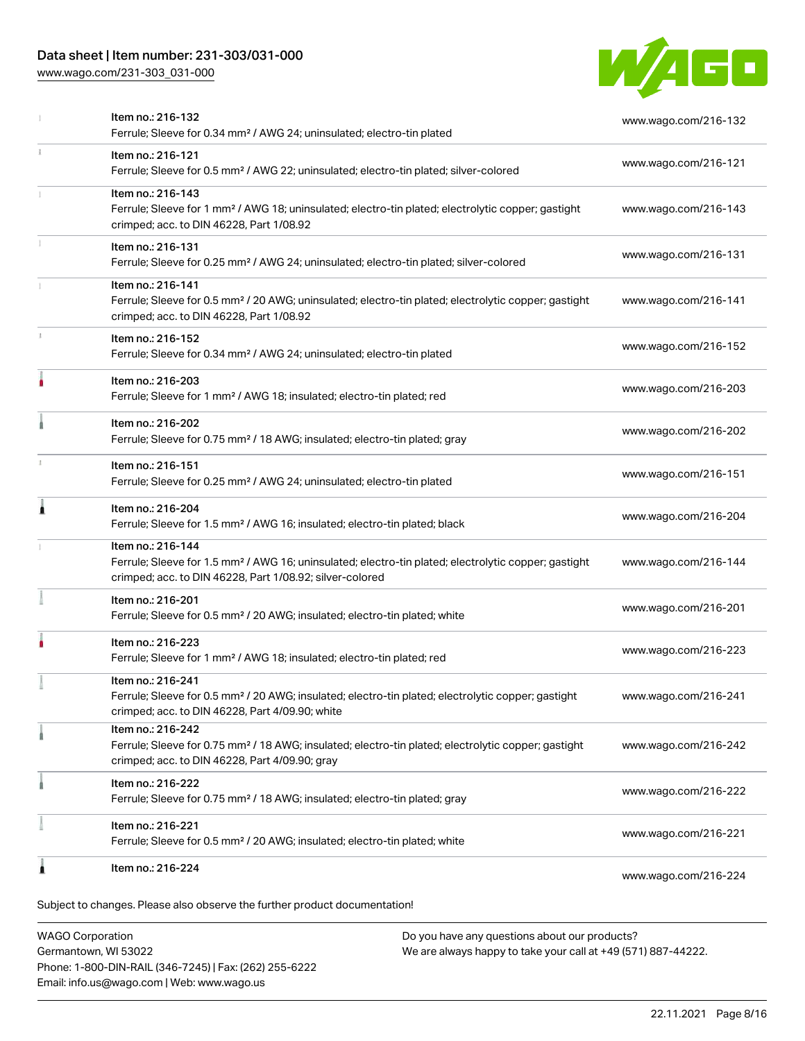| Item | Link |
| --- | --- |
| Item no.: 216-132<br>Ferrule; Sleeve for 0.34 mm² / AWG 24; uninsulated; electro-tin plated | www.wago.com/216-132 |
| Item no.: 216-121<br>Ferrule; Sleeve for 0.5 mm² / AWG 22; uninsulated; electro-tin plated; silver-colored | www.wago.com/216-121 |
| Item no.: 216-143<br>Ferrule; Sleeve for 1 mm² / AWG 18; uninsulated; electro-tin plated; electrolytic copper; gastight crimped; acc. to DIN 46228, Part 1/08.92 | www.wago.com/216-143 |
| Item no.: 216-131<br>Ferrule; Sleeve for 0.25 mm² / AWG 24; uninsulated; electro-tin plated; silver-colored | www.wago.com/216-131 |
| Item no.: 216-141<br>Ferrule; Sleeve for 0.5 mm² / 20 AWG; uninsulated; electro-tin plated; electrolytic copper; gastight crimped; acc. to DIN 46228, Part 1/08.92 | www.wago.com/216-141 |
| Item no.: 216-152<br>Ferrule; Sleeve for 0.34 mm² / AWG 24; uninsulated; electro-tin plated | www.wago.com/216-152 |
| Item no.: 216-203<br>Ferrule; Sleeve for 1 mm² / AWG 18; insulated; electro-tin plated; red | www.wago.com/216-203 |
| Item no.: 216-202<br>Ferrule; Sleeve for 0.75 mm² / 18 AWG; insulated; electro-tin plated; gray | www.wago.com/216-202 |
| Item no.: 216-151<br>Ferrule; Sleeve for 0.25 mm² / AWG 24; uninsulated; electro-tin plated | www.wago.com/216-151 |
| Item no.: 216-204<br>Ferrule; Sleeve for 1.5 mm² / AWG 16; insulated; electro-tin plated; black | www.wago.com/216-204 |
| Item no.: 216-144<br>Ferrule; Sleeve for 1.5 mm² / AWG 16; uninsulated; electro-tin plated; electrolytic copper; gastight crimped; acc. to DIN 46228, Part 1/08.92; silver-colored | www.wago.com/216-144 |
| Item no.: 216-201<br>Ferrule; Sleeve for 0.5 mm² / 20 AWG; insulated; electro-tin plated; white | www.wago.com/216-201 |
| Item no.: 216-223<br>Ferrule; Sleeve for 1 mm² / AWG 18; insulated; electro-tin plated; red | www.wago.com/216-223 |
| Item no.: 216-241<br>Ferrule; Sleeve for 0.5 mm² / 20 AWG; insulated; electro-tin plated; electrolytic copper; gastight crimped; acc. to DIN 46228, Part 4/09.90; white | www.wago.com/216-241 |
| Item no.: 216-242<br>Ferrule; Sleeve for 0.75 mm² / 18 AWG; insulated; electro-tin plated; electrolytic copper; gastight crimped; acc. to DIN 46228, Part 4/09.90; gray | www.wago.com/216-242 |
| Item no.: 216-222<br>Ferrule; Sleeve for 0.75 mm² / 18 AWG; insulated; electro-tin plated; gray | www.wago.com/216-222 |
| Item no.: 216-221<br>Ferrule; Sleeve for 0.5 mm² / 20 AWG; insulated; electro-tin plated; white | www.wago.com/216-221 |
| Item no.: 216-224 | www.wago.com/216-224 |

Subject to changes. Please also observe the further product documentation!

WAGO Corporation
Germantown, WI 53022
Phone: 1-800-DIN-RAIL (346-7245) | Fax: (262) 255-6222
Email: info.us@wago.com | Web: www.wago.us

Do you have any questions about our products?
We are always happy to take your call at +49 (571) 887-44222.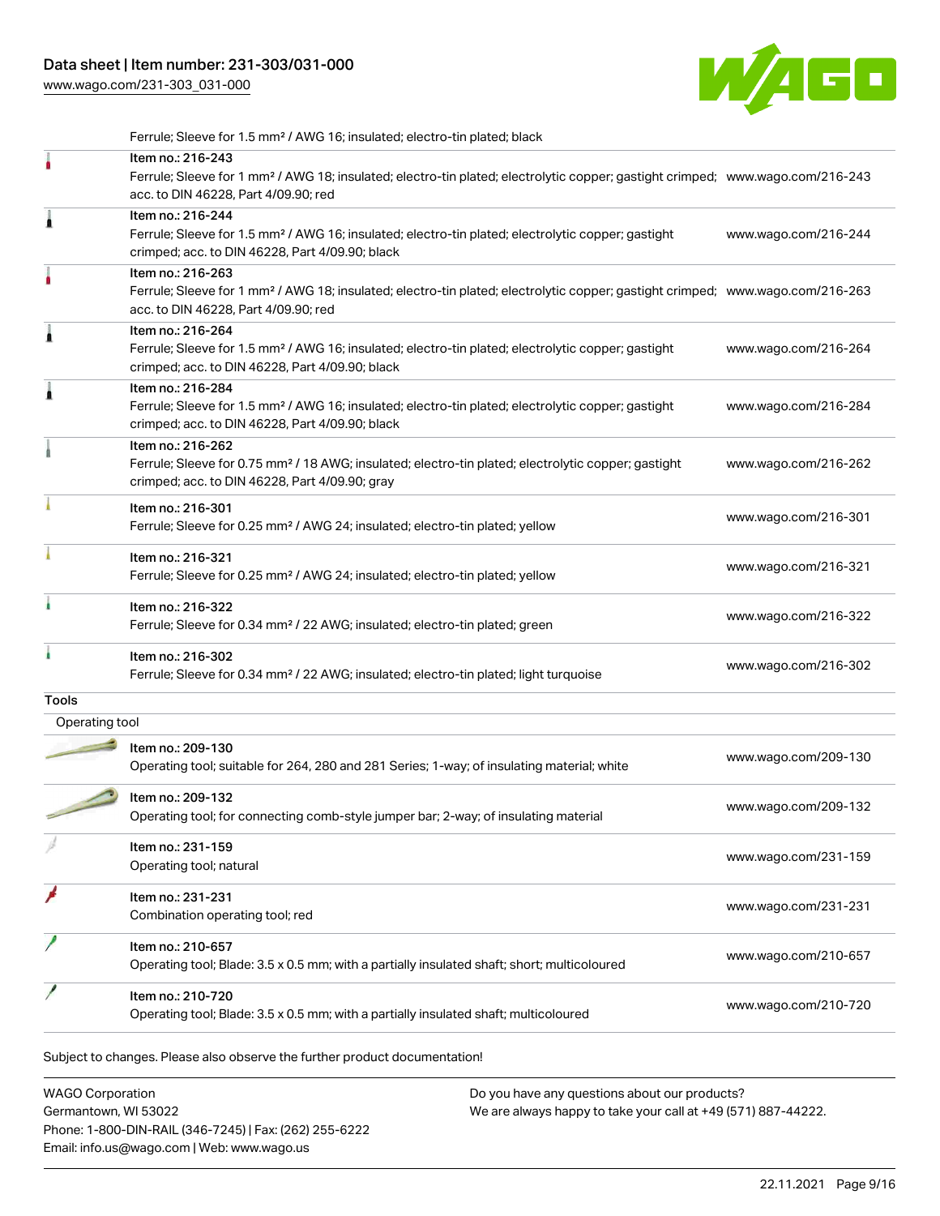Ferrule; Sleeve for 1.5 mm² / AWG 16; insulated; electro-tin plated; black

| | Item | Link |
|---|---|---|
| | Item no.: 216-243<br>Ferrule; Sleeve for 1 mm² / AWG 18; insulated; electro-tin plated; electrolytic copper; gastight crimped; acc. to DIN 46228, Part 4/09.90; red | www.wago.com/216-243 |
| | Item no.: 216-244<br>Ferrule; Sleeve for 1.5 mm² / AWG 16; insulated; electro-tin plated; electrolytic copper; gastight crimped; acc. to DIN 46228, Part 4/09.90; black | www.wago.com/216-244 |
| | Item no.: 216-263<br>Ferrule; Sleeve for 1 mm² / AWG 18; insulated; electro-tin plated; electrolytic copper; gastight crimped; acc. to DIN 46228, Part 4/09.90; red | www.wago.com/216-263 |
| | Item no.: 216-264<br>Ferrule; Sleeve for 1.5 mm² / AWG 16; insulated; electro-tin plated; electrolytic copper; gastight crimped; acc. to DIN 46228, Part 4/09.90; black | www.wago.com/216-264 |
| | Item no.: 216-284<br>Ferrule; Sleeve for 1.5 mm² / AWG 16; insulated; electro-tin plated; electrolytic copper; gastight crimped; acc. to DIN 46228, Part 4/09.90; black | www.wago.com/216-284 |
| | Item no.: 216-262<br>Ferrule; Sleeve for 0.75 mm² / 18 AWG; insulated; electro-tin plated; electrolytic copper; gastight crimped; acc. to DIN 46228, Part 4/09.90; gray | www.wago.com/216-262 |
| | Item no.: 216-301<br>Ferrule; Sleeve for 0.25 mm² / AWG 24; insulated; electro-tin plated; yellow | www.wago.com/216-301 |
| | Item no.: 216-321<br>Ferrule; Sleeve for 0.25 mm² / AWG 24; insulated; electro-tin plated; yellow | www.wago.com/216-321 |
| | Item no.: 216-322<br>Ferrule; Sleeve for 0.34 mm² / 22 AWG; insulated; electro-tin plated; green | www.wago.com/216-322 |
| | Item no.: 216-302<br>Ferrule; Sleeve for 0.34 mm² / 22 AWG; insulated; electro-tin plated; light turquoise | www.wago.com/216-302 |

## Tools

Operating tool

| | Item | Link |
|---|---|---|
| | Item no.: 209-130<br>Operating tool; suitable for 264, 280 and 281 Series; 1-way; of insulating material; white | www.wago.com/209-130 |
| | Item no.: 209-132<br>Operating tool; for connecting comb-style jumper bar; 2-way; of insulating material | www.wago.com/209-132 |
| | Item no.: 231-159<br>Operating tool; natural | www.wago.com/231-159 |
| | Item no.: 231-231<br>Combination operating tool; red | www.wago.com/231-231 |
| | Item no.: 210-657<br>Operating tool; Blade: 3.5 x 0.5 mm; with a partially insulated shaft; short; multicoloured | www.wago.com/210-657 |
| | Item no.: 210-720<br>Operating tool; Blade: 3.5 x 0.5 mm; with a partially insulated shaft; multicoloured | www.wago.com/210-720 |

Subject to changes. Please also observe the further product documentation!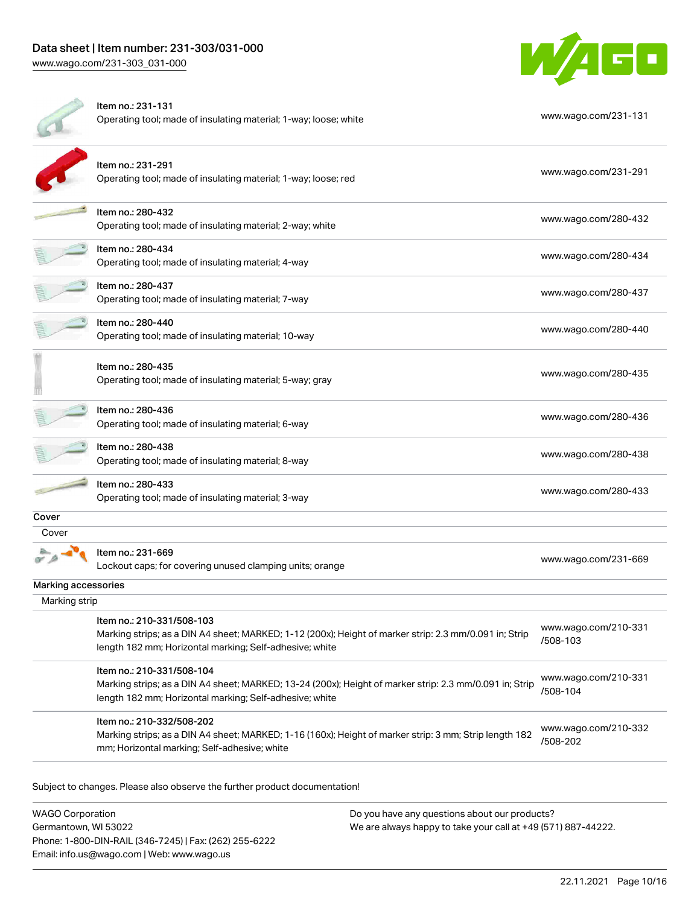| Item | Link |
| --- | --- |
| Item no.: 231-131<br>Operating tool; made of insulating material; 1-way; loose; white | www.wago.com/231-131 |
| Item no.: 231-291<br>Operating tool; made of insulating material; 1-way; loose; red | www.wago.com/231-291 |
| Item no.: 280-432<br>Operating tool; made of insulating material; 2-way; white | www.wago.com/280-432 |
| Item no.: 280-434<br>Operating tool; made of insulating material; 4-way | www.wago.com/280-434 |
| Item no.: 280-437<br>Operating tool; made of insulating material; 7-way | www.wago.com/280-437 |
| Item no.: 280-440<br>Operating tool; made of insulating material; 10-way | www.wago.com/280-440 |
| Item no.: 280-435<br>Operating tool; made of insulating material; 5-way; gray | www.wago.com/280-435 |
| Item no.: 280-436<br>Operating tool; made of insulating material; 6-way | www.wago.com/280-436 |
| Item no.: 280-438<br>Operating tool; made of insulating material; 8-way | www.wago.com/280-438 |
| Item no.: 280-433<br>Operating tool; made of insulating material; 3-way | www.wago.com/280-433 |

## Cover

### Cover

| Item | Link |
| --- | --- |
| Item no.: 231-669<br>Lockout caps; for covering unused clamping units; orange | www.wago.com/231-669 |

## Marking accessories

### Marking strip

| Item | Link |
| --- | --- |
| Item no.: 210-331/508-103<br>Marking strips; as a DIN A4 sheet; MARKED; 1-12 (200x); Height of marker strip: 2.3 mm/0.091 in; Strip length 182 mm; Horizontal marking; Self-adhesive; white | www.wago.com/210-331/508-103 |
| Item no.: 210-331/508-104<br>Marking strips; as a DIN A4 sheet; MARKED; 13-24 (200x); Height of marker strip: 2.3 mm/0.091 in; Strip length 182 mm; Horizontal marking; Self-adhesive; white | www.wago.com/210-331/508-104 |
| Item no.: 210-332/508-202<br>Marking strips; as a DIN A4 sheet; MARKED; 1-16 (160x); Height of marker strip: 3 mm; Strip length 182 mm; Horizontal marking; Self-adhesive; white | www.wago.com/210-332/508-202 |

Subject to changes. Please also observe the further product documentation!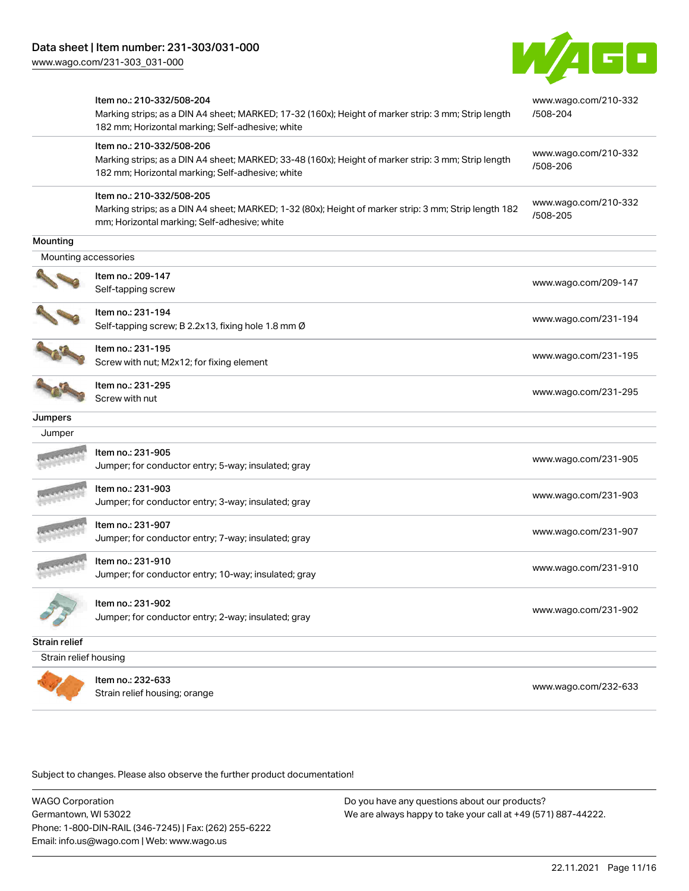| | | |
|---|---|---|
| | Item no.: 210-332/508-204<br>Marking strips; as a DIN A4 sheet; MARKED; 17-32 (160x); Height of marker strip: 3 mm; Strip length 182 mm; Horizontal marking; Self-adhesive; white | www.wago.com/210-332/508-204 |
| | Item no.: 210-332/508-206<br>Marking strips; as a DIN A4 sheet; MARKED; 33-48 (160x); Height of marker strip: 3 mm; Strip length 182 mm; Horizontal marking; Self-adhesive; white | www.wago.com/210-332/508-206 |
| | Item no.: 210-332/508-205<br>Marking strips; as a DIN A4 sheet; MARKED; 1-32 (80x); Height of marker strip: 3 mm; Strip length 182 mm; Horizontal marking; Self-adhesive; white | www.wago.com/210-332/508-205 |

## Mounting

Mounting accessories

| | | |
|---|---|---|
| | Item no.: 209-147<br>Self-tapping screw | www.wago.com/209-147 |
| | Item no.: 231-194<br>Self-tapping screw; B 2.2x13, fixing hole 1.8 mm Ø | www.wago.com/231-194 |
| | Item no.: 231-195<br>Screw with nut; M2x12; for fixing element | www.wago.com/231-195 |
| | Item no.: 231-295<br>Screw with nut | www.wago.com/231-295 |

## Jumpers

Jumper

| | | |
|---|---|---|
| | Item no.: 231-905<br>Jumper; for conductor entry; 5-way; insulated; gray | www.wago.com/231-905 |
| | Item no.: 231-903<br>Jumper; for conductor entry; 3-way; insulated; gray | www.wago.com/231-903 |
| | Item no.: 231-907<br>Jumper; for conductor entry; 7-way; insulated; gray | www.wago.com/231-907 |
| | Item no.: 231-910<br>Jumper; for conductor entry; 10-way; insulated; gray | www.wago.com/231-910 |
| | Item no.: 231-902<br>Jumper; for conductor entry; 2-way; insulated; gray | www.wago.com/231-902 |

## Strain relief

Strain relief housing

| | | |
|---|---|---|
| | Item no.: 232-633<br>Strain relief housing; orange | www.wago.com/232-633 |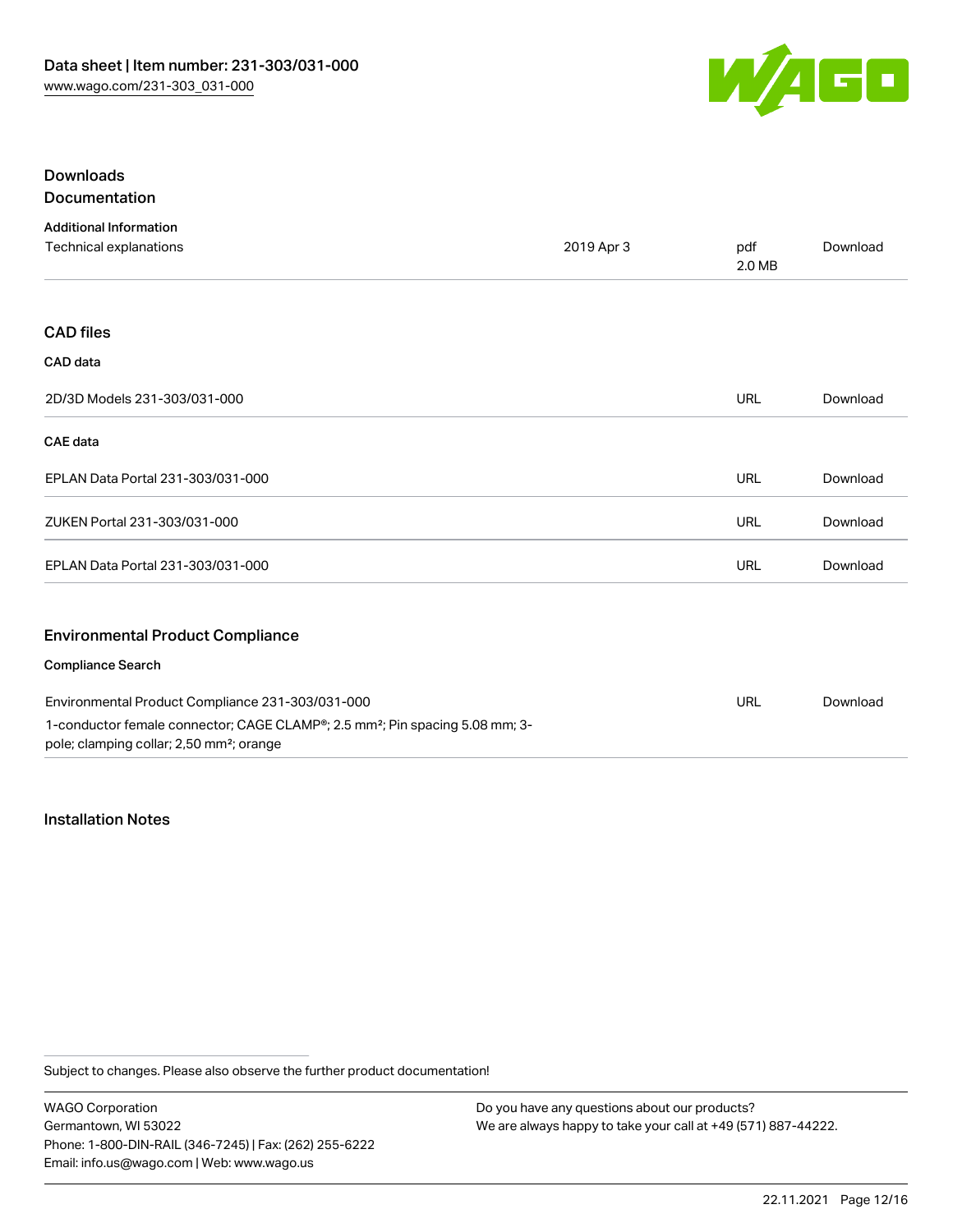## Downloads

### Documentation

**Additional Information**

| Technical explanations | 2019 Apr 3 | pdf 2.0 MB | Download |
| --- | --- | --- | --- |

### CAD files

**CAD data**

| 2D/3D Models 231-303/031-000 | URL | Download |
| --- | --- | --- |

**CAE data**

| EPLAN Data Portal 231-303/031-000 | URL | Download |
| --- | --- | --- |
| ZUKEN Portal 231-303/031-000 | URL | Download |
| EPLAN Data Portal 231-303/031-000 | URL | Download |

### Environmental Product Compliance

**Compliance Search**

| Environmental Product Compliance 231-303/031-000<br>1-conductor female connector; CAGE CLAMP®; 2.5 mm²; Pin spacing 5.08 mm; 3-pole; clamping collar; 2,50 mm²; orange | URL | Download |
| --- | --- | --- |

## Installation Notes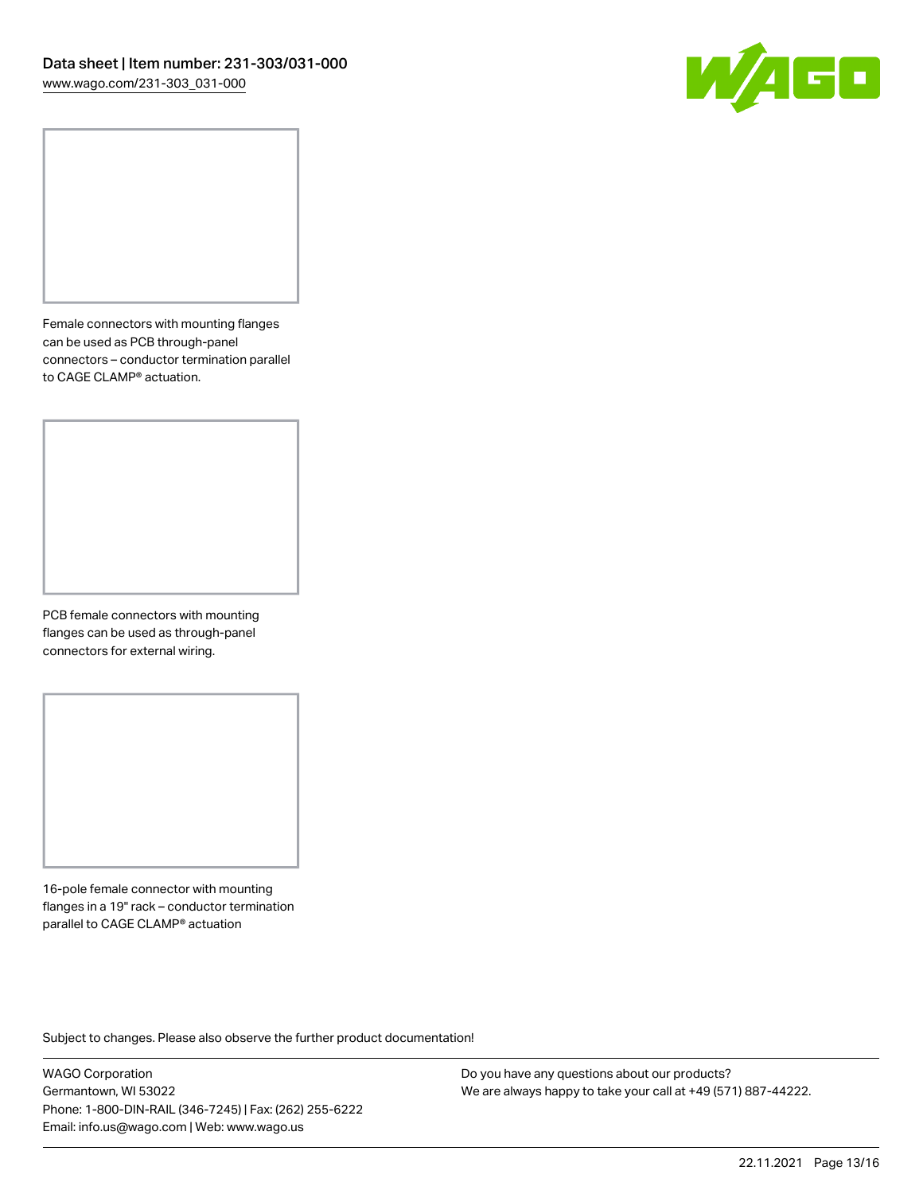Female connectors with mounting flanges can be used as PCB through-panel connectors – conductor termination parallel to CAGE CLAMP® actuation.

PCB female connectors with mounting flanges can be used as through-panel connectors for external wiring.

16-pole female connector with mounting flanges in a 19" rack – conductor termination parallel to CAGE CLAMP® actuation

Subject to changes. Please also observe the further product documentation!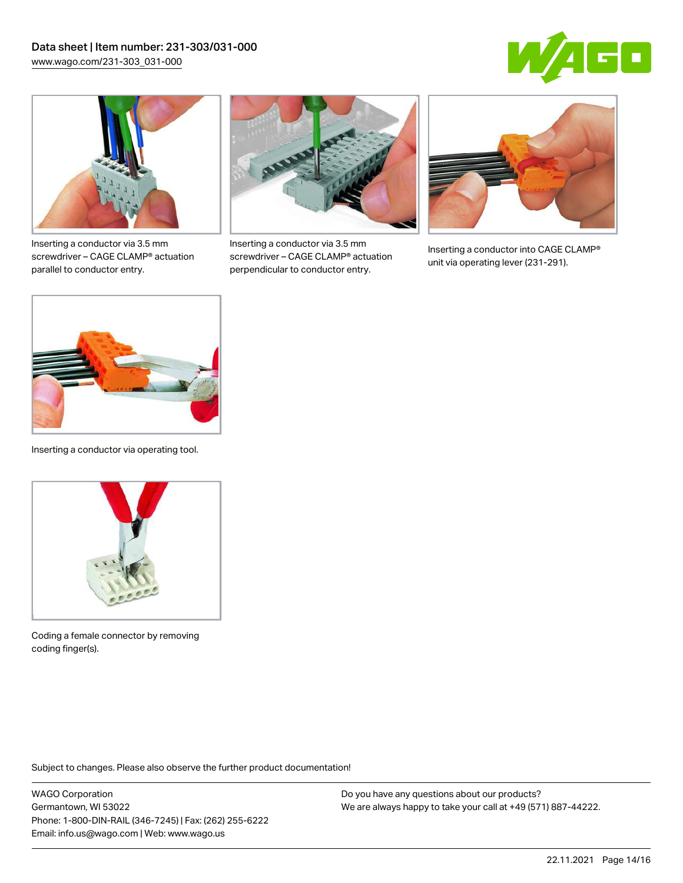Inserting a conductor via 3.5 mm screwdriver – CAGE CLAMP® actuation parallel to conductor entry.

Inserting a conductor via 3.5 mm screwdriver – CAGE CLAMP® actuation perpendicular to conductor entry.

Inserting a conductor into CAGE CLAMP® unit via operating lever (231-291).

Inserting a conductor via operating tool.

Coding a female connector by removing coding finger(s).

Subject to changes. Please also observe the further product documentation!

WAGO Corporation
Germantown, WI 53022
Phone: 1-800-DIN-RAIL (346-7245) | Fax: (262) 255-6222
Email: info.us@wago.com | Web: www.wago.us

Do you have any questions about our products?
We are always happy to take your call at +49 (571) 887-44222.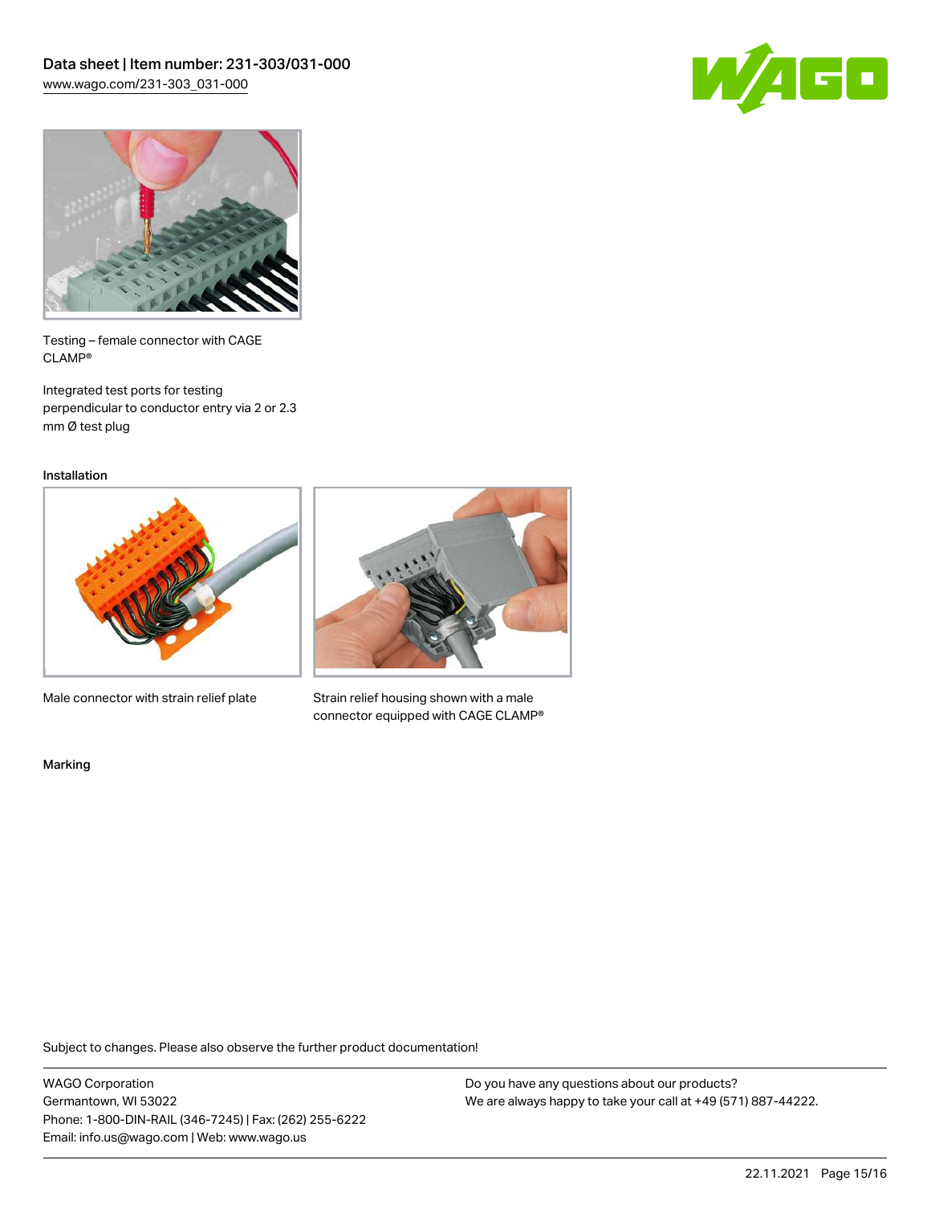Testing – female connector with CAGE CLAMP®

Integrated test ports for testing perpendicular to conductor entry via 2 or 2.3 mm Ø test plug

Installation

Male connector with strain relief plate

Strain relief housing shown with a male connector equipped with CAGE CLAMP®

Marking

Subject to changes. Please also observe the further product documentation!

WAGO Corporation
Germantown, WI 53022
Phone: 1-800-DIN-RAIL (346-7245) | Fax: (262) 255-6222
Email: info.us@wago.com | Web: www.wago.us

Do you have any questions about our products?
We are always happy to take your call at +49 (571) 887-44222.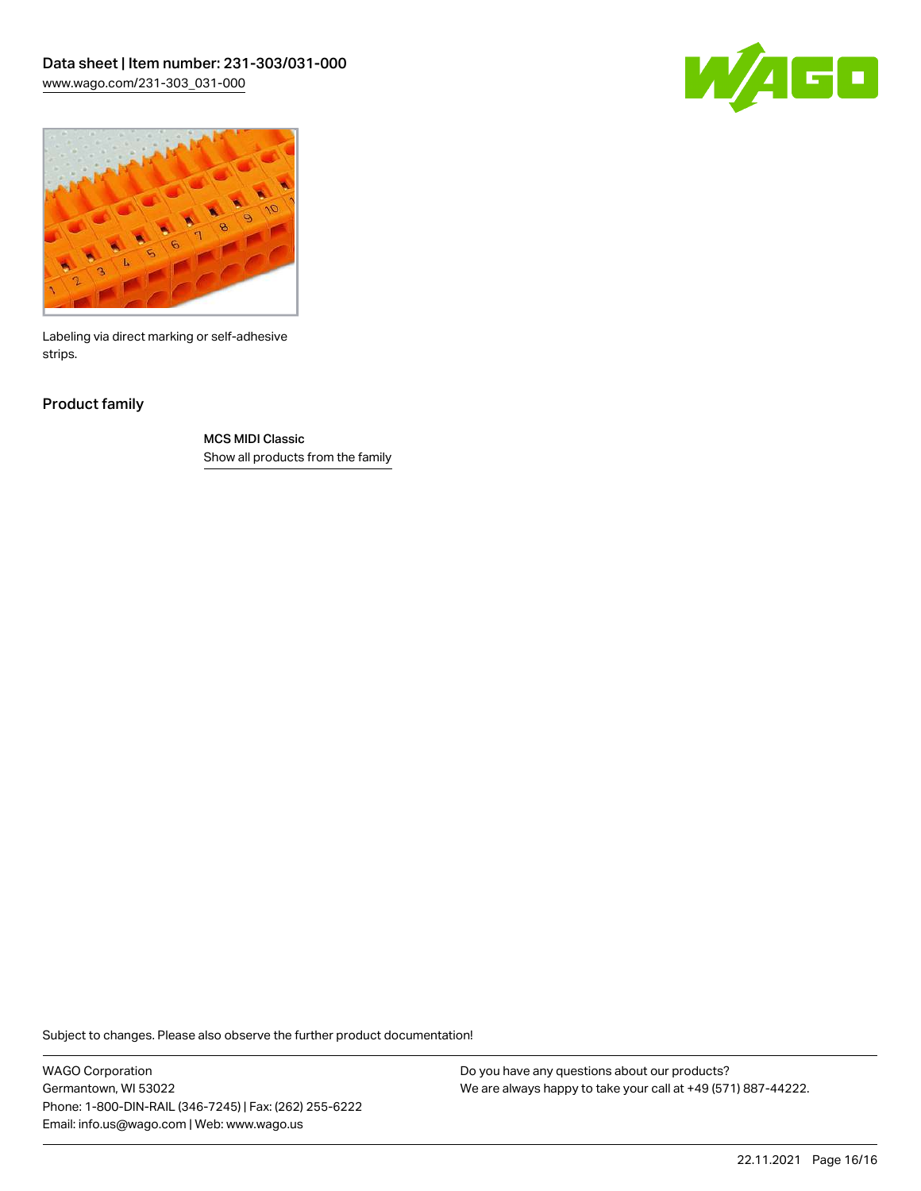Labeling via direct marking or self-adhesive strips.

## Product family

MCS MIDI Classic
Show all products from the family

Subject to changes. Please also observe the further product documentation!

WAGO Corporation
Germantown, WI 53022
Phone: 1-800-DIN-RAIL (346-7245) | Fax: (262) 255-6222
Email: info.us@wago.com | Web: www.wago.us

Do you have any questions about our products?
We are always happy to take your call at +49 (571) 887-44222.